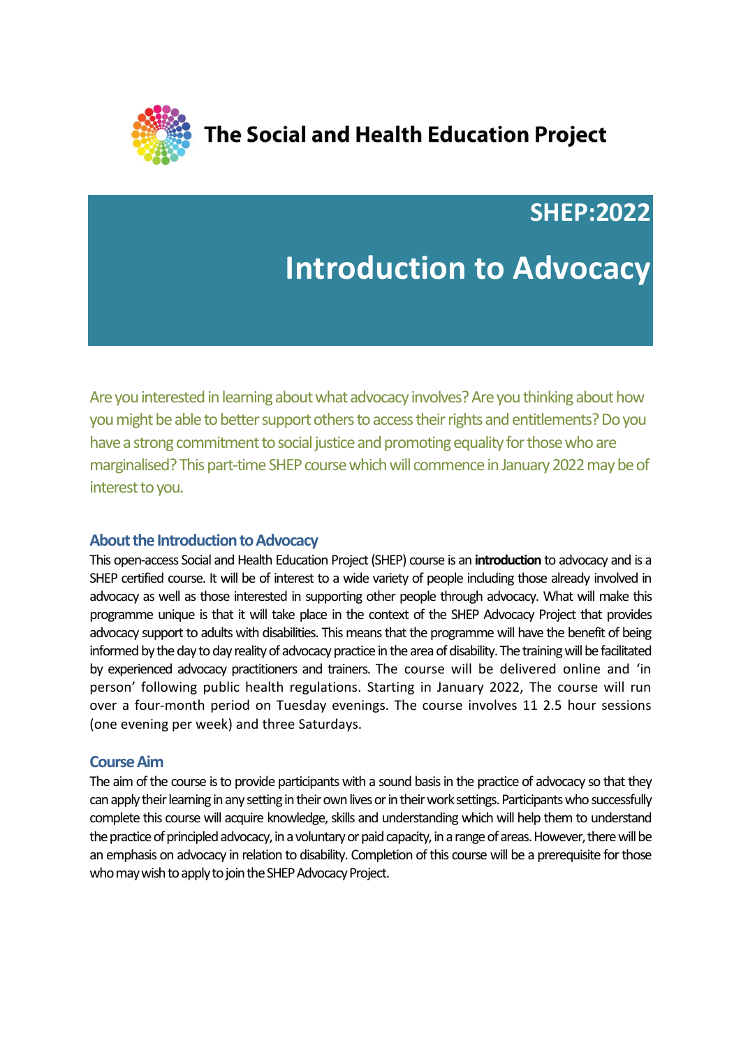The Social and Health Education Project

# SHEP:2022

# Introduction to Advocacy

Are you interested in learning about what advocacy involves? Are you thinking about how you might be able to better support others to access their rights and entitlements? Do you have a strong commitment to social justice and promoting equality for those who are marginalised? This part-time SHEP course which will commence in January 2022 may be of interest to you.

## About the Introduction to Advocacy

This open-access Social and Health Education Project (SHEP) course is an **introduction** to advocacy and is a SHEP certified course. It will be of interest to a wide variety of people including those already involved in advocacy as well as those interested in supporting other people through advocacy. What will make this programme unique is that it will take place in the context of the SHEP Advocacy Project that provides advocacy support to adults with disabilities. This means that the programme will have the benefit of being informed by the day to day reality of advocacy practice in the area of disability. The training will be facilitated by experienced advocacy practitioners and trainers. The course will be delivered online and 'in person' following public health regulations. Starting in January 2022, The course will run over a four-month period on Tuesday evenings. The course involves 11 2.5 hour sessions (one evening per week) and three Saturdays.

## Course Aim

The aim of the course is to provide participants with a sound basis in the practice of advocacy so that they can apply their learning in any setting in their own lives or in their work settings. Participants who successfully complete this course will acquire knowledge, skills and understanding which will help them to understand the practice of principled advocacy, in a voluntary or paid capacity, in a range of areas. However, there will be an emphasis on advocacy in relation to disability. Completion of this course will be a prerequisite for those who may wish to apply to join the SHEP Advocacy Project.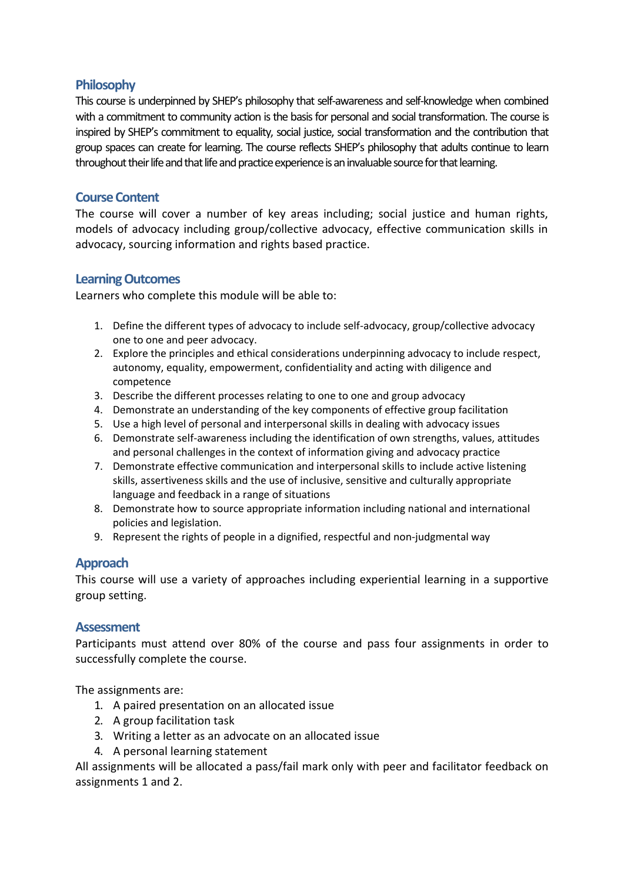## Philosophy

This course is underpinned by SHEP's philosophy that self-awareness and self-knowledge when combined with a commitment to community action is the basis for personal and social transformation. The course is inspired by SHEP's commitment to equality, social justice, social transformation and the contribution that group spaces can create for learning. The course reflects SHEP's philosophy that adults continue to learn throughout their life and that life and practice experience is an invaluable source for that learning.

## Course Content

The course will cover a number of key areas including; social justice and human rights, models of advocacy including group/collective advocacy, effective communication skills in advocacy, sourcing information and rights based practice.

## Learning Outcomes

Learners who complete this module will be able to:

1. Define the different types of advocacy to include self-advocacy, group/collective advocacy one to one and peer advocacy.
2. Explore the principles and ethical considerations underpinning advocacy to include respect, autonomy, equality, empowerment, confidentiality and acting with diligence and competence
3. Describe the different processes relating to one to one and group advocacy
4. Demonstrate an understanding of the key components of effective group facilitation
5. Use a high level of personal and interpersonal skills in dealing with advocacy issues
6. Demonstrate self-awareness including the identification of own strengths, values, attitudes and personal challenges in the context of information giving and advocacy practice
7. Demonstrate effective communication and interpersonal skills to include active listening skills, assertiveness skills and the use of inclusive, sensitive and culturally appropriate language and feedback in a range of situations
8. Demonstrate how to source appropriate information including national and international policies and legislation.
9. Represent the rights of people in a dignified, respectful and non-judgmental way

## Approach

This course will use a variety of approaches including experiential learning in a supportive group setting.

## Assessment

Participants must attend over 80% of the course and pass four assignments in order to successfully complete the course.

The assignments are:

1. A paired presentation on an allocated issue
2. A group facilitation task
3. Writing a letter as an advocate on an allocated issue
4. A personal learning statement

All assignments will be allocated a pass/fail mark only with peer and facilitator feedback on assignments 1 and 2.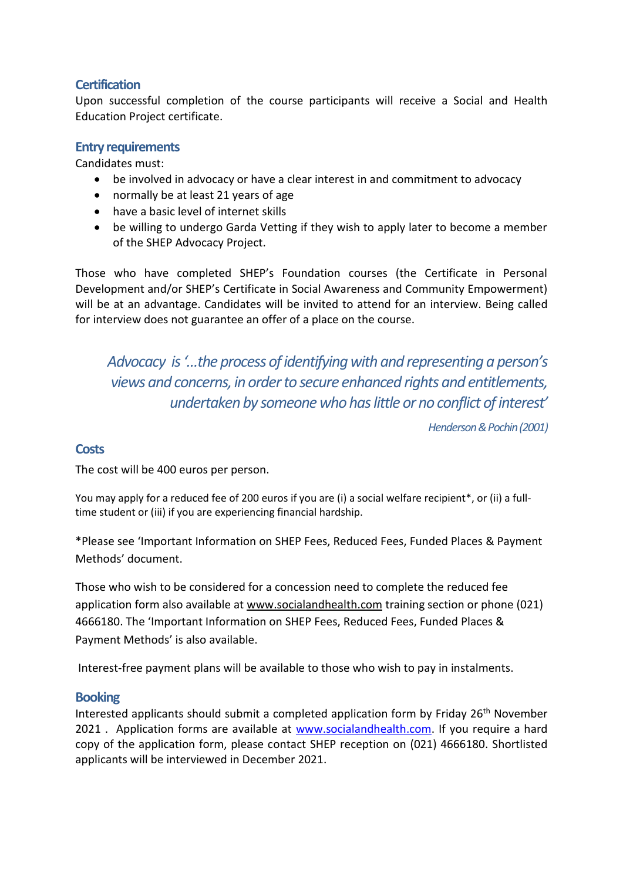## Certification

Upon successful completion of the course participants will receive a Social and Health Education Project certificate.

## Entry requirements

Candidates must:

- be involved in advocacy or have a clear interest in and commitment to advocacy
- normally be at least 21 years of age
- have a basic level of internet skills
- be willing to undergo Garda Vetting if they wish to apply later to become a member of the SHEP Advocacy Project.

Those who have completed SHEP's Foundation courses (the Certificate in Personal Development and/or SHEP's Certificate in Social Awareness and Community Empowerment) will be at an advantage. Candidates will be invited to attend for an interview. Being called for interview does not guarantee an offer of a place on the course.

> *Advocacy is '...the process of identifying with and representing a person's views and concerns, in order to secure enhanced rights and entitlements, undertaken by someone who has little or no conflict of interest'*
>
> *Henderson & Pochin (2001)*

## Costs

The cost will be 400 euros per person.

You may apply for a reduced fee of 200 euros if you are (i) a social welfare recipient*, or (ii) a full-time student or (iii) if you are experiencing financial hardship.

*Please see 'Important Information on SHEP Fees, Reduced Fees, Funded Places & Payment Methods' document.

Those who wish to be considered for a concession need to complete the reduced fee application form also available at www.socialandhealth.com training section or phone (021) 4666180. The 'Important Information on SHEP Fees, Reduced Fees, Funded Places & Payment Methods' is also available.

Interest-free payment plans will be available to those who wish to pay in instalments.

## Booking

Interested applicants should submit a completed application form by Friday 26th November 2021 . Application forms are available at www.socialandhealth.com. If you require a hard copy of the application form, please contact SHEP reception on (021) 4666180. Shortlisted applicants will be interviewed in December 2021.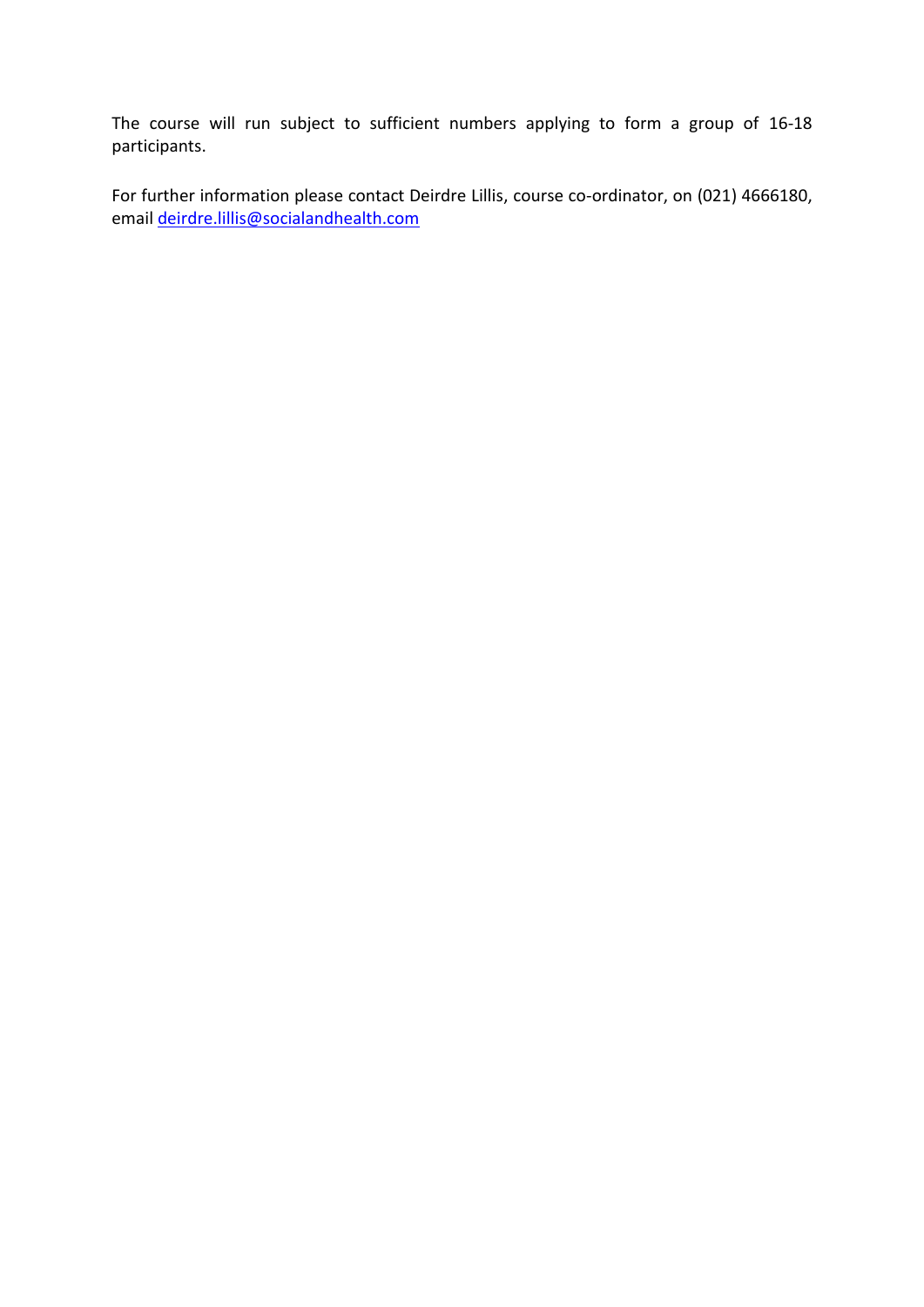The course will run subject to sufficient numbers applying to form a group of 16-18 participants.

For further information please contact Deirdre Lillis, course co-ordinator, on (021) 4666180, email [deirdre.lillis@socialandhealth.com](mailto:deirdre.lillis@socialandhealth.com)